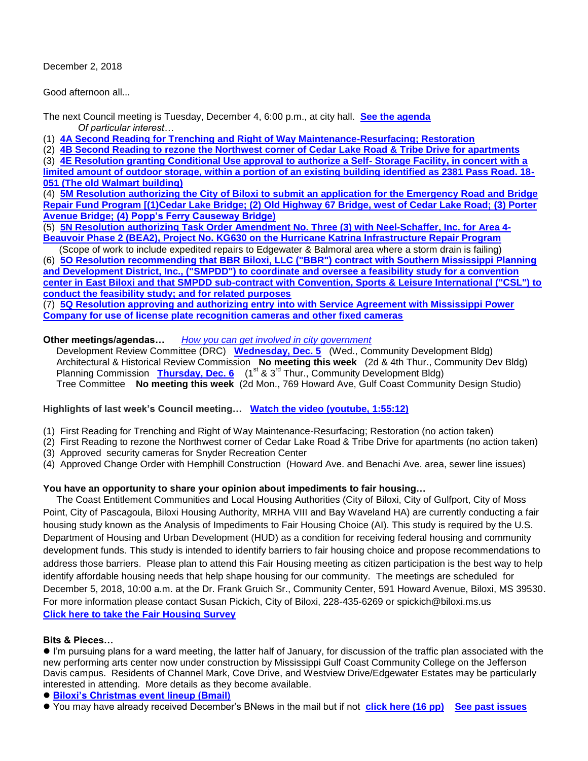December 2, 2018

Good afternoon all...

The next Council meeting is Tuesday, December 4, 6:00 p.m., at city hall. **See the agenda**

*Of particular interest…*

(1) **4A Second Reading for Trenching and Right of Way Maintenance-Resurfacing; Restoration**
(2) **4B Second Reading to rezone the Northwest corner of Cedar Lake Road & Tribe Drive for apartments**
(3) **4E Resolution granting Conditional Use approval to authorize a Self- Storage Facility, in concert with a limited amount of outdoor storage, within a portion of an existing building identified as 2381 Pass Road. 18-051 (The old Walmart building)**
(4) **5M Resolution authorizing the City of Biloxi to submit an application for the Emergency Road and Bridge Repair Fund Program [(1)Cedar Lake Bridge; (2) Old Highway 67 Bridge, west of Cedar Lake Road; (3) Porter Avenue Bridge; (4) Popp's Ferry Causeway Bridge)**
(5) **5N Resolution authorizing Task Order Amendment No. Three (3) with Neel-Schaffer, Inc. for Area 4-Beauvoir Phase 2 (BEA2), Project No. KG630 on the Hurricane Katrina Infrastructure Repair Program**
(Scope of work to include expedited repairs to Edgewater & Balmoral area where a storm drain is failing)
(6) **5O Resolution recommending that BBR Biloxi, LLC ("BBR") contract with Southern Mississippi Planning and Development District, Inc., ("SMPDD") to coordinate and oversee a feasibility study for a convention center in East Biloxi and that SMPDD sub-contract with Convention, Sports & Leisure International ("CSL") to conduct the feasibility study; and for related purposes**
(7) **5Q Resolution approving and authorizing entry into with Service Agreement with Mississippi Power Company for use of license plate recognition cameras and other fixed cameras**

**Other meetings/agendas…** *How you can get involved in city government*

Development Review Committee (DRC) **Wednesday, Dec. 5** (Wed., Community Development Bldg)
Architectural & Historical Review Commission **No meeting this week** (2d & 4th Thur., Community Dev Bldg)
Planning Commission **Thursday, Dec. 6** (1st & 3rd Thur., Community Development Bldg)
Tree Committee **No meeting this week** (2d Mon., 769 Howard Ave, Gulf Coast Community Design Studio)

**Highlights of last week's Council meeting…** **Watch the video (youtube, 1:55:12)**

(1) First Reading for Trenching and Right of Way Maintenance-Resurfacing; Restoration (no action taken)
(2) First Reading to rezone the Northwest corner of Cedar Lake Road & Tribe Drive for apartments (no action taken)
(3) Approved security cameras for Snyder Recreation Center
(4) Approved Change Order with Hemphill Construction (Howard Ave. and Benachi Ave. area, sewer line issues)

**You have an opportunity to share your opinion about impediments to fair housing…**

The Coast Entitlement Communities and Local Housing Authorities (City of Biloxi, City of Gulfport, City of Moss Point, City of Pascagoula, Biloxi Housing Authority, MRHA VIII and Bay Waveland HA) are currently conducting a fair housing study known as the Analysis of Impediments to Fair Housing Choice (AI). This study is required by the U.S. Department of Housing and Urban Development (HUD) as a condition for receiving federal housing and community development funds. This study is intended to identify barriers to fair housing choice and propose recommendations to address those barriers. Please plan to attend this Fair Housing meeting as citizen participation is the best way to help identify affordable housing needs that help shape housing for our community. The meetings are scheduled for December 5, 2018, 10:00 a.m. at the Dr. Frank Gruich Sr., Community Center, 591 Howard Avenue, Biloxi, MS 39530. For more information please contact Susan Pickich, City of Biloxi, 228-435-6269 or spickich@biloxi.ms.us
**Click here to take the Fair Housing Survey**

**Bits & Pieces…**

- I'm pursuing plans for a ward meeting, the latter half of January, for discussion of the traffic plan associated with the new performing arts center now under construction by Mississippi Gulf Coast Community College on the Jefferson Davis campus. Residents of Channel Mark, Cove Drive, and Westview Drive/Edgewater Estates may be particularly interested in attending. More details as they become available.
- **Biloxi's Christmas event lineup (Bmail)**
- You may have already received December's BNews in the mail but if not **click here (16 pp)** **See past issues**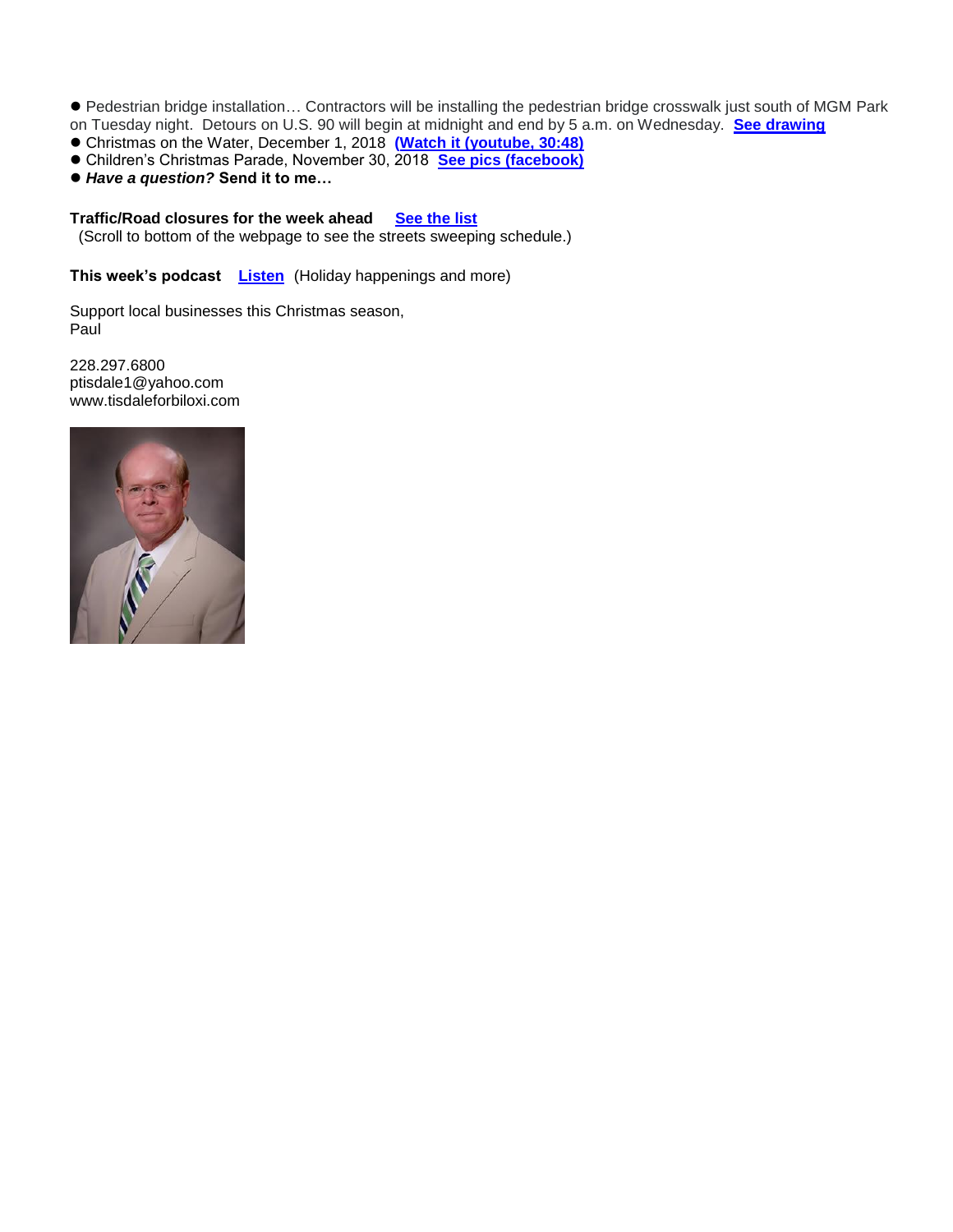- Pedestrian bridge installation… Contractors will be installing the pedestrian bridge crosswalk just south of MGM Park on Tuesday night. Detours on U.S. 90 will begin at midnight and end by 5 a.m. on Wednesday. **See drawing**
- Christmas on the Water, December 1, 2018 **(Watch it (youtube, 30:48)**
- Children's Christmas Parade, November 30, 2018 **See pics (facebook)**
- ***Have a question?* Send it to me…**

**Traffic/Road closures for the week ahead** **See the list**
(Scroll to bottom of the webpage to see the streets sweeping schedule.)

**This week's podcast** **Listen** (Holiday happenings and more)

Support local businesses this Christmas season,
Paul

228.297.6800
ptisdale1@yahoo.com
www.tisdaleforbiloxi.com